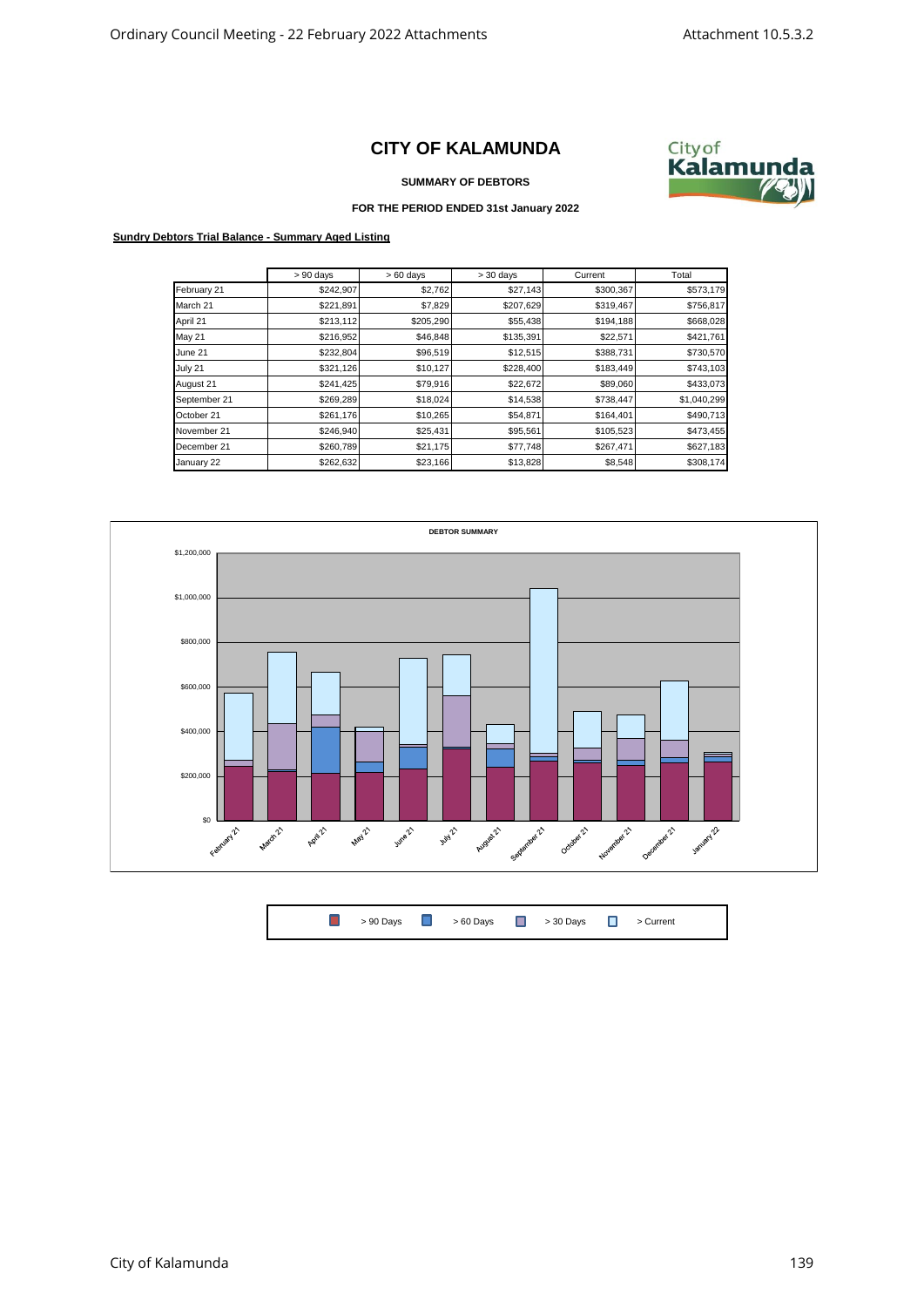# CITY OF KALAMUNDA

**SUMMARY OF DEBTORS**

**FOR THE PERIOD ENDED 31st January 2022**

**Sundry Debtors Trial Balance - Summary Aged Listing**

| | > 90 days | > 60 days | > 30 days | Current | Total |
|---|---|---|---|---|---|
| February 21 | $242,907 | $2,762 | $27,143 | $300,367 | $573,179 |
| March 21 | $221,891 | $7,829 | $207,629 | $319,467 | $756,817 |
| April 21 | $213,112 | $205,290 | $55,438 | $194,188 | $668,028 |
| May 21 | $216,952 | $46,848 | $135,391 | $22,571 | $421,761 |
| June 21 | $232,804 | $96,519 | $12,515 | $388,731 | $730,570 |
| July 21 | $321,126 | $10,127 | $228,400 | $183,449 | $743,103 |
| August 21 | $241,425 | $79,916 | $22,672 | $89,060 | $433,073 |
| September 21 | $269,289 | $18,024 | $14,538 | $738,447 | $1,040,299 |
| October 21 | $261,176 | $10,265 | $54,871 | $164,401 | $490,713 |
| November 21 | $246,940 | $25,431 | $95,561 | $105,523 | $473,455 |
| December 21 | $260,789 | $21,175 | $77,748 | $267,471 | $627,183 |
| January 22 | $262,632 | $23,166 | $13,828 | $8,548 | $308,174 |

**DEBTOR SUMMARY**

> 90 Days | > 60 Days | > 30 Days | > Current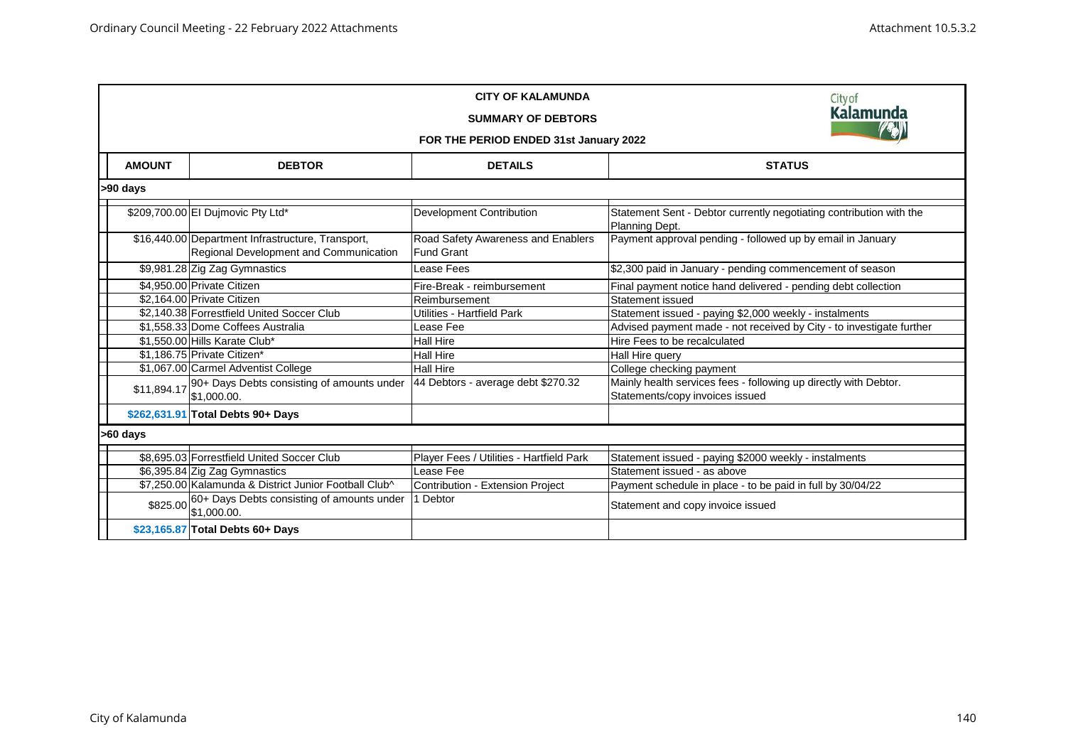**CITY OF KALAMUNDA**

**SUMMARY OF DEBTORS**

**FOR THE PERIOD ENDED 31st January 2022**

| AMOUNT | DEBTOR | DETAILS | STATUS |
|---|---|---|---|
| **>90 days** | | | |
| $209,700.00 | El Dujmovic Pty Ltd* | Development Contribution | Statement Sent - Debtor currently negotiating contribution with the Planning Dept. |
| $16,440.00 | Department Infrastructure, Transport, Regional Development and Communication | Road Safety Awareness and Enablers Fund Grant | Payment approval pending - followed up by email in January |
| $9,981.28 | Zig Zag Gymnastics | Lease Fees | $2,300 paid in January - pending commencement of season |
| $4,950.00 | Private Citizen | Fire-Break - reimbursement | Final payment notice hand delivered - pending debt collection |
| $2,164.00 | Private Citizen | Reimbursement | Statement issued |
| $2,140.38 | Forrestfield United Soccer Club | Utilities - Hartfield Park | Statement issued - paying $2,000 weekly - instalments |
| $1,558.33 | Dome Coffees Australia | Lease Fee | Advised payment made - not received by City - to investigate further |
| $1,550.00 | Hills Karate Club* | Hall Hire | Hire Fees to be recalculated |
| $1,186.75 | Private Citizen* | Hall Hire | Hall Hire query |
| $1,067.00 | Carmel Adventist College | Hall Hire | College checking payment |
| $11,894.17 | 90+ Days Debts consisting of amounts under $1,000.00. | 44 Debtors - average debt $270.32 | Mainly health services fees - following up directly with Debtor. Statements/copy invoices issued |
| **$262,631.91** | **Total Debts 90+ Days** | | |
| **>60 days** | | | |
| $8,695.03 | Forrestfield United Soccer Club | Player Fees / Utilities - Hartfield Park | Statement issued - paying $2000 weekly - instalments |
| $6,395.84 | Zig Zag Gymnastics | Lease Fee | Statement issued - as above |
| $7,250.00 | Kalamunda & District Junior Football Club^ | Contribution - Extension Project | Payment schedule in place - to be paid in full by 30/04/22 |
| $825.00 | 60+ Days Debts consisting of amounts under $1,000.00. | 1 Debtor | Statement and copy invoice issued |
| **$23,165.87** | **Total Debts 60+ Days** | | |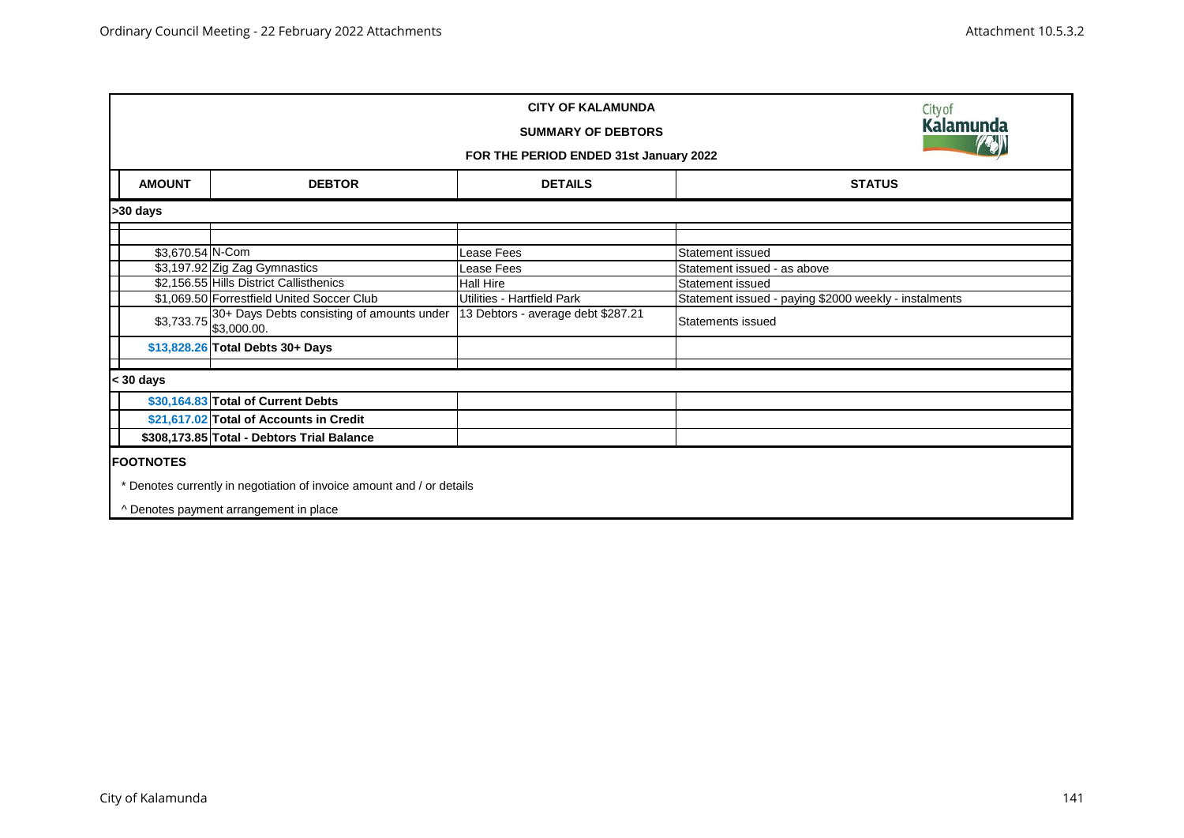**CITY OF KALAMUNDA**

**SUMMARY OF DEBTORS**

**FOR THE PERIOD ENDED 31st January 2022**

| AMOUNT | DEBTOR | DETAILS | STATUS |
|---|---|---|---|
| **>30 days** | | | |
| | | | |
| $3,670.54 | N-Com | Lease Fees | Statement issued |
| $3,197.92 | Zig Zag Gymnastics | Lease Fees | Statement issued - as above |
| $2,156.55 | Hills District Callisthenics | Hall Hire | Statement issued |
| $1,069.50 | Forrestfield United Soccer Club | Utilities - Hartfield Park | Statement issued - paying $2000 weekly - instalments |
| $3,733.75 | 30+ Days Debts consisting of amounts under $3,000.00. | 13 Debtors - average debt $287.21 | Statements issued |
| **$13,828.26** | **Total Debts 30+ Days** | | |
| | | | |
| **< 30 days** | | | |
| **$30,164.83** | **Total of Current Debts** | | |
| **$21,617.02** | **Total of Accounts in Credit** | | |
| **$308,173.85** | **Total - Debtors Trial Balance** | | |

**FOOTNOTES**

\* Denotes currently in negotiation of invoice amount and / or details

^ Denotes payment arrangement in place